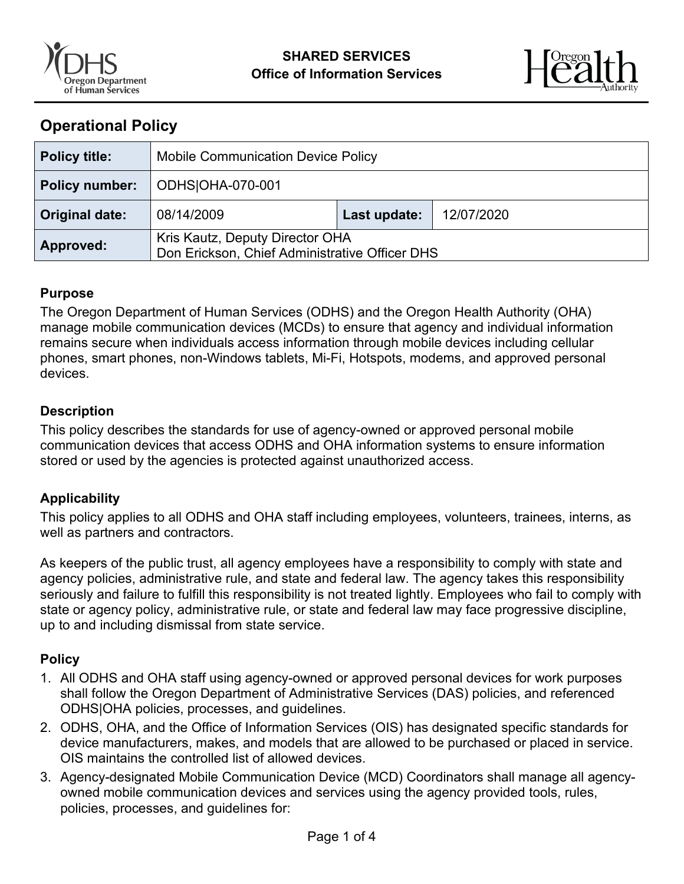SHARED SERVICES
Office of Information Services

## Operational Policy

| Policy title: | Mobile Communication Device Policy | | |
|---|---|---|---|
| Policy number: | ODHS\|OHA-070-001 | | |
| Original date: | 08/14/2009 | Last update: | 12/07/2020 |
| Approved: | Kris Kautz, Deputy Director OHA<br>Don Erickson, Chief Administrative Officer DHS | | |

### Purpose

The Oregon Department of Human Services (ODHS) and the Oregon Health Authority (OHA) manage mobile communication devices (MCDs) to ensure that agency and individual information remains secure when individuals access information through mobile devices including cellular phones, smart phones, non-Windows tablets, Mi-Fi, Hotspots, modems, and approved personal devices.

### Description

This policy describes the standards for use of agency-owned or approved personal mobile communication devices that access ODHS and OHA information systems to ensure information stored or used by the agencies is protected against unauthorized access.

### Applicability

This policy applies to all ODHS and OHA staff including employees, volunteers, trainees, interns, as well as partners and contractors.

As keepers of the public trust, all agency employees have a responsibility to comply with state and agency policies, administrative rule, and state and federal law. The agency takes this responsibility seriously and failure to fulfill this responsibility is not treated lightly. Employees who fail to comply with state or agency policy, administrative rule, or state and federal law may face progressive discipline, up to and including dismissal from state service.

### Policy

1. All ODHS and OHA staff using agency-owned or approved personal devices for work purposes shall follow the Oregon Department of Administrative Services (DAS) policies, and referenced ODHS|OHA policies, processes, and guidelines.
2. ODHS, OHA, and the Office of Information Services (OIS) has designated specific standards for device manufacturers, makes, and models that are allowed to be purchased or placed in service. OIS maintains the controlled list of allowed devices.
3. Agency-designated Mobile Communication Device (MCD) Coordinators shall manage all agency-owned mobile communication devices and services using the agency provided tools, rules, policies, processes, and guidelines for: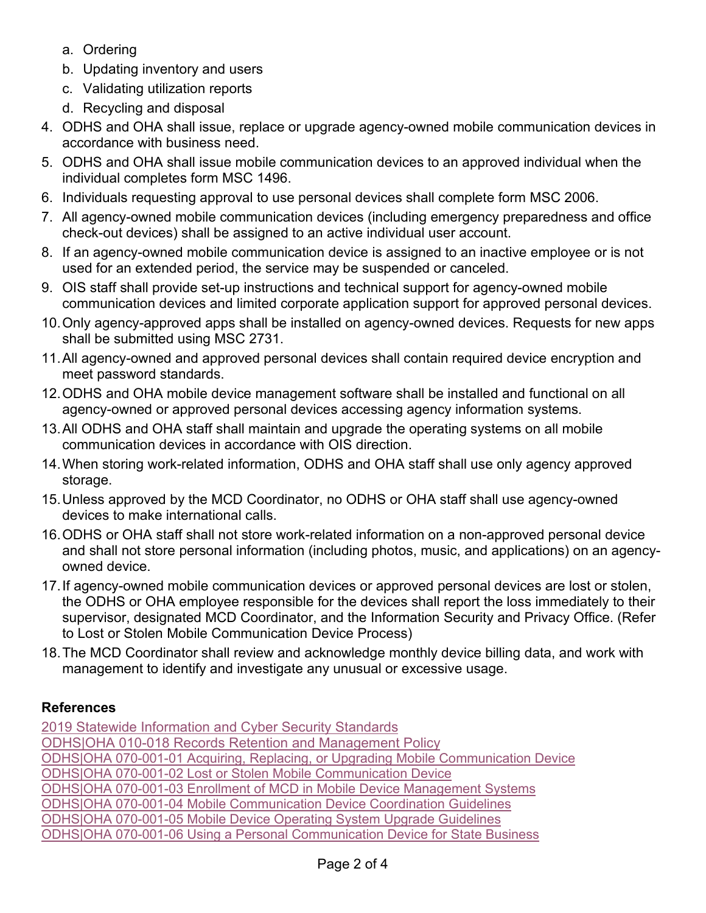a. Ordering
   b. Updating inventory and users
   c. Validating utilization reports
   d. Recycling and disposal

4. ODHS and OHA shall issue, replace or upgrade agency-owned mobile communication devices in accordance with business need.
5. ODHS and OHA shall issue mobile communication devices to an approved individual when the individual completes form MSC 1496.
6. Individuals requesting approval to use personal devices shall complete form MSC 2006.
7. All agency-owned mobile communication devices (including emergency preparedness and office check-out devices) shall be assigned to an active individual user account.
8. If an agency-owned mobile communication device is assigned to an inactive employee or is not used for an extended period, the service may be suspended or canceled.
9. OIS staff shall provide set-up instructions and technical support for agency-owned mobile communication devices and limited corporate application support for approved personal devices.
10. Only agency-approved apps shall be installed on agency-owned devices. Requests for new apps shall be submitted using MSC 2731.
11. All agency-owned and approved personal devices shall contain required device encryption and meet password standards.
12. ODHS and OHA mobile device management software shall be installed and functional on all agency-owned or approved personal devices accessing agency information systems.
13. All ODHS and OHA staff shall maintain and upgrade the operating systems on all mobile communication devices in accordance with OIS direction.
14. When storing work-related information, ODHS and OHA staff shall use only agency approved storage.
15. Unless approved by the MCD Coordinator, no ODHS or OHA staff shall use agency-owned devices to make international calls.
16. ODHS or OHA staff shall not store work-related information on a non-approved personal device and shall not store personal information (including photos, music, and applications) on an agency-owned device.
17. If agency-owned mobile communication devices or approved personal devices are lost or stolen, the ODHS or OHA employee responsible for the devices shall report the loss immediately to their supervisor, designated MCD Coordinator, and the Information Security and Privacy Office. (Refer to Lost or Stolen Mobile Communication Device Process)
18. The MCD Coordinator shall review and acknowledge monthly device billing data, and work with management to identify and investigate any unusual or excessive usage.

**References**

2019 Statewide Information and Cyber Security Standards
ODHS|OHA 010-018 Records Retention and Management Policy
ODHS|OHA 070-001-01 Acquiring, Replacing, or Upgrading Mobile Communication Device
ODHS|OHA 070-001-02 Lost or Stolen Mobile Communication Device
ODHS|OHA 070-001-03 Enrollment of MCD in Mobile Device Management Systems
ODHS|OHA 070-001-04 Mobile Communication Device Coordination Guidelines
ODHS|OHA 070-001-05 Mobile Device Operating System Upgrade Guidelines
ODHS|OHA 070-001-06 Using a Personal Communication Device for State Business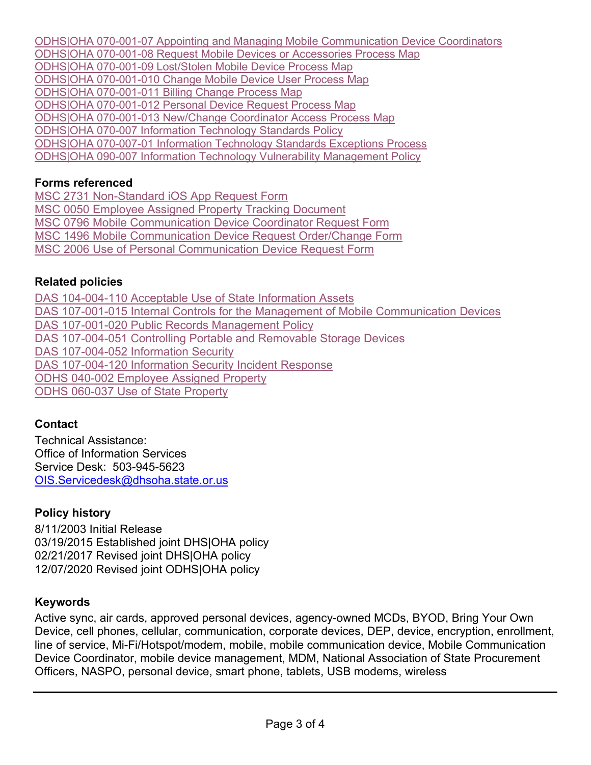ODHS|OHA 070-001-07 Appointing and Managing Mobile Communication Device Coordinators
ODHS|OHA 070-001-08 Request Mobile Devices or Accessories Process Map
ODHS|OHA 070-001-09 Lost/Stolen Mobile Device Process Map
ODHS|OHA 070-001-010 Change Mobile Device User Process Map
ODHS|OHA 070-001-011 Billing Change Process Map
ODHS|OHA 070-001-012 Personal Device Request Process Map
ODHS|OHA 070-001-013 New/Change Coordinator Access Process Map
ODHS|OHA 070-007 Information Technology Standards Policy
ODHS|OHA 070-007-01 Information Technology Standards Exceptions Process
ODHS|OHA 090-007 Information Technology Vulnerability Management Policy

**Forms referenced**

MSC 2731 Non-Standard iOS App Request Form
MSC 0050 Employee Assigned Property Tracking Document
MSC 0796 Mobile Communication Device Coordinator Request Form
MSC 1496 Mobile Communication Device Request Order/Change Form
MSC 2006 Use of Personal Communication Device Request Form

**Related policies**

DAS 104-004-110 Acceptable Use of State Information Assets
DAS 107-001-015 Internal Controls for the Management of Mobile Communication Devices
DAS 107-001-020 Public Records Management Policy
DAS 107-004-051 Controlling Portable and Removable Storage Devices
DAS 107-004-052 Information Security
DAS 107-004-120 Information Security Incident Response
ODHS 040-002 Employee Assigned Property
ODHS 060-037 Use of State Property

**Contact**

Technical Assistance:
Office of Information Services
Service Desk: 503-945-5623
OIS.Servicedesk@dhsoha.state.or.us

**Policy history**

8/11/2003 Initial Release
03/19/2015 Established joint DHS|OHA policy
02/21/2017 Revised joint DHS|OHA policy
12/07/2020 Revised joint ODHS|OHA policy

**Keywords**

Active sync, air cards, approved personal devices, agency-owned MCDs, BYOD, Bring Your Own Device, cell phones, cellular, communication, corporate devices, DEP, device, encryption, enrollment, line of service, Mi-Fi/Hotspot/modem, mobile, mobile communication device, Mobile Communication Device Coordinator, mobile device management, MDM, National Association of State Procurement Officers, NASPO, personal device, smart phone, tablets, USB modems, wireless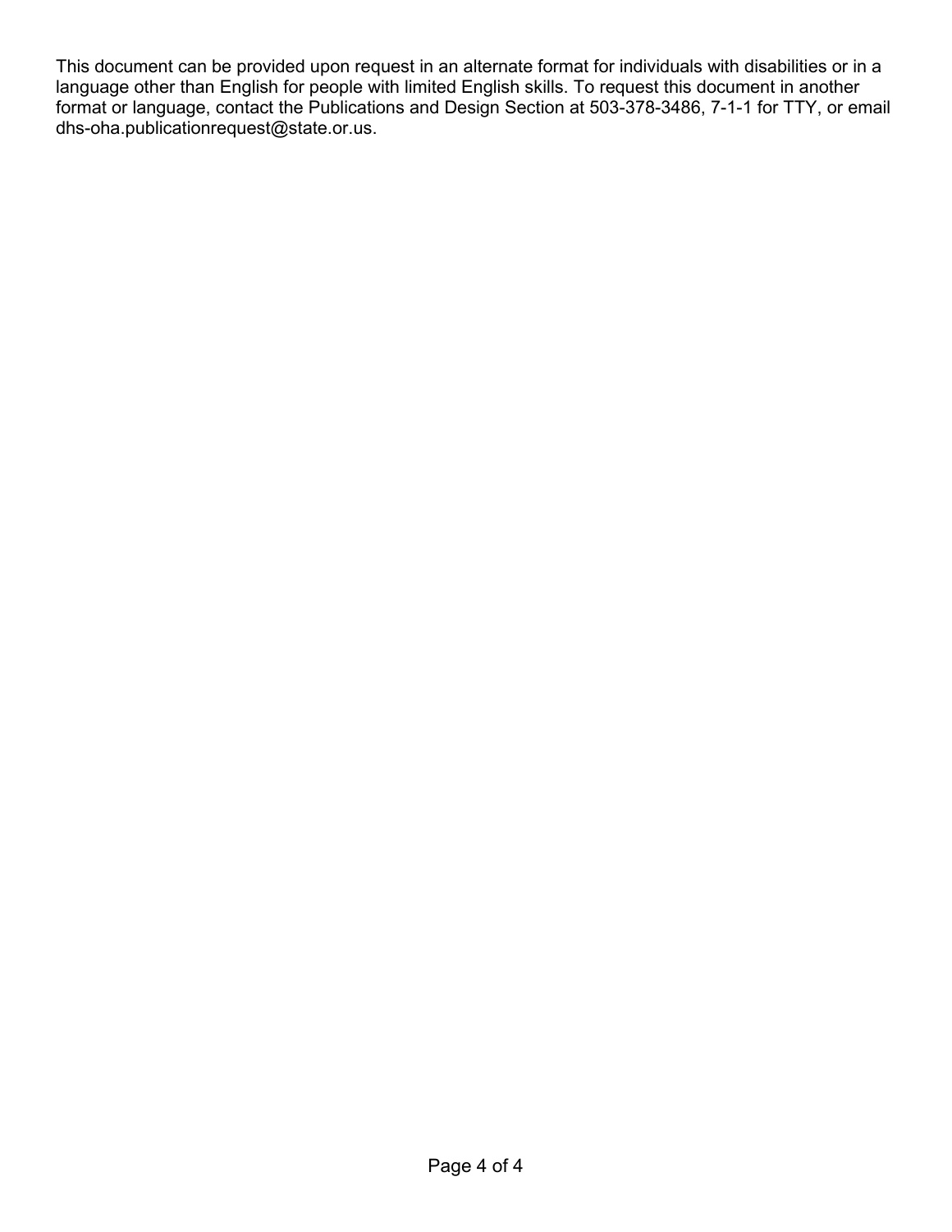This document can be provided upon request in an alternate format for individuals with disabilities or in a language other than English for people with limited English skills. To request this document in another format or language, contact the Publications and Design Section at 503-378-3486, 7-1-1 for TTY, or email dhs-oha.publicationrequest@state.or.us.